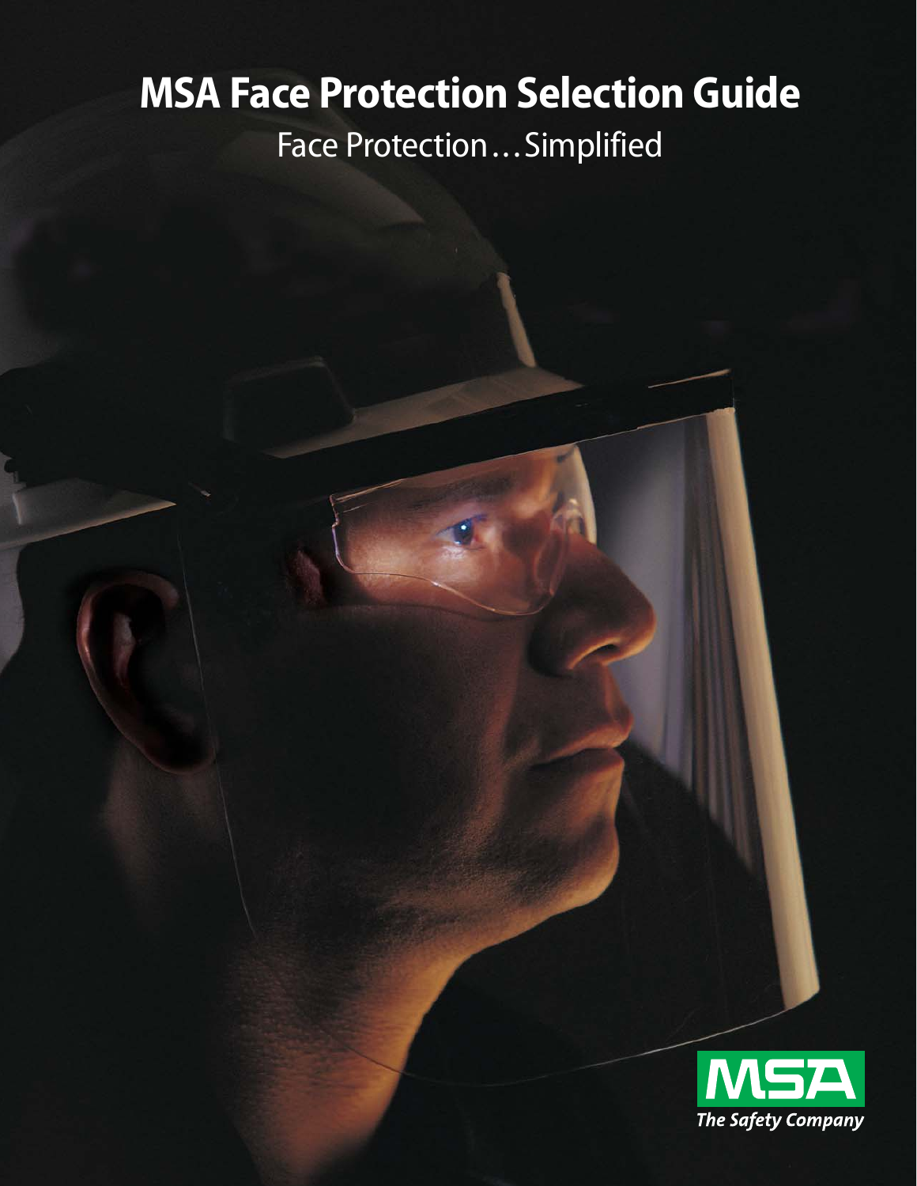# MSA Face Protection Selection Guide

Face Protection…Simplified

MSA

*The Safety Company*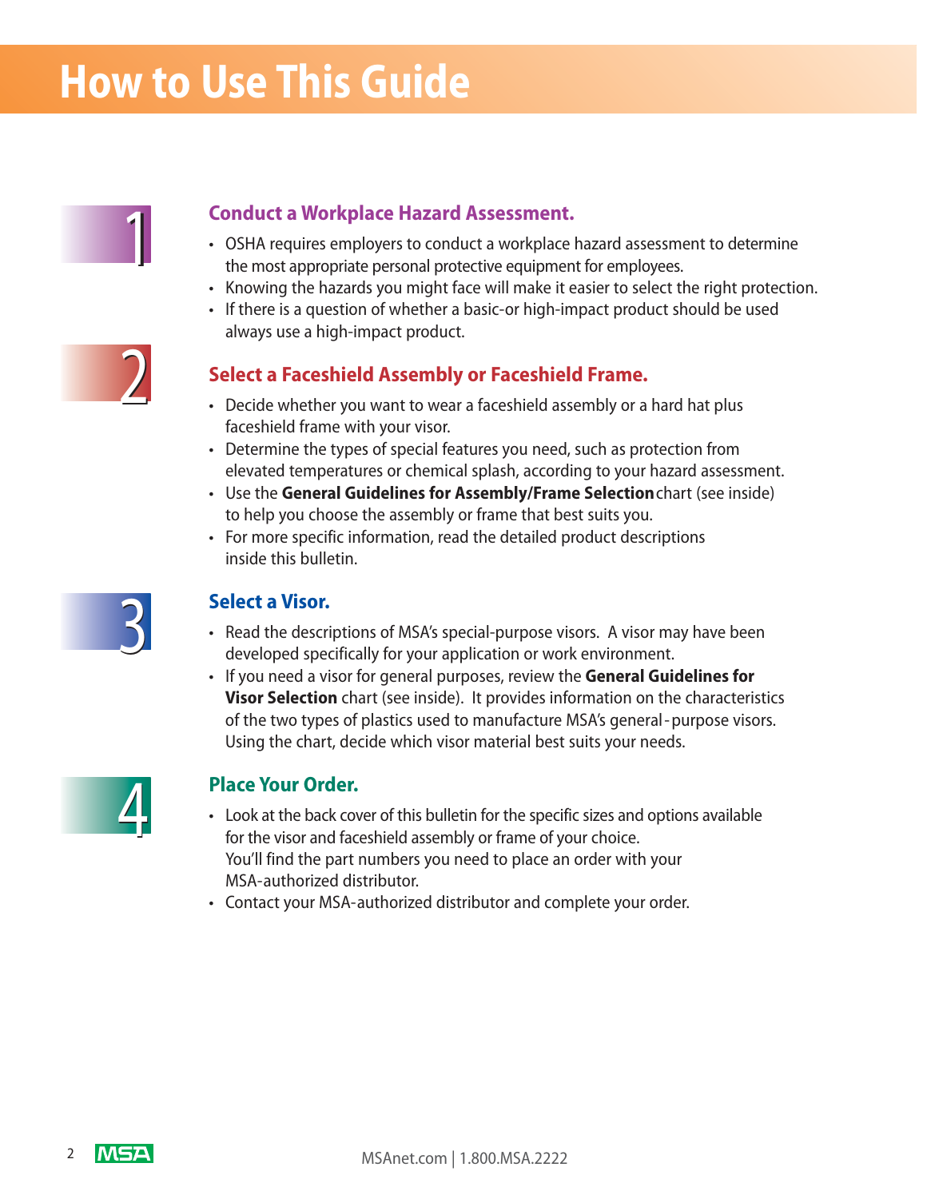# How to Use This Guide

## 1 Conduct a Workplace Hazard Assessment.

- OSHA requires employers to conduct a workplace hazard assessment to determine the most appropriate personal protective equipment for employees.
- Knowing the hazards you might face will make it easier to select the right protection.
- If there is a question of whether a basic-or high-impact product should be used always use a high-impact product.

## 2 Select a Faceshield Assembly or Faceshield Frame.

- Decide whether you want to wear a faceshield assembly or a hard hat plus faceshield frame with your visor.
- Determine the types of special features you need, such as protection from elevated temperatures or chemical splash, according to your hazard assessment.
- Use the **General Guidelines for Assembly/Frame Selection** chart (see inside) to help you choose the assembly or frame that best suits you.
- For more specific information, read the detailed product descriptions inside this bulletin.

## 3 Select a Visor.

- Read the descriptions of MSA's special-purpose visors. A visor may have been developed specifically for your application or work environment.
- If you need a visor for general purposes, review the **General Guidelines for Visor Selection** chart (see inside). It provides information on the characteristics of the two types of plastics used to manufacture MSA's general-purpose visors. Using the chart, decide which visor material best suits your needs.

## 4 Place Your Order.

- Look at the back cover of this bulletin for the specific sizes and options available for the visor and faceshield assembly or frame of your choice. You'll find the part numbers you need to place an order with your MSA-authorized distributor.
- Contact your MSA-authorized distributor and complete your order.

MSAnet.com | 1.800.MSA.2222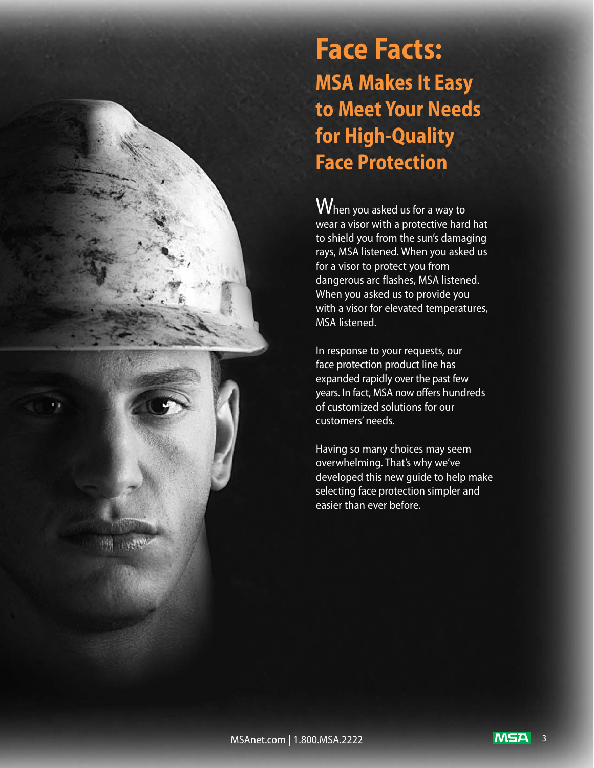# Face Facts:

## MSA Makes It Easy to Meet Your Needs for High-Quality Face Protection

When you asked us for a way to wear a visor with a protective hard hat to shield you from the sun's damaging rays, MSA listened. When you asked us for a visor to protect you from dangerous arc flashes, MSA listened. When you asked us to provide you with a visor for elevated temperatures, MSA listened.

In response to your requests, our face protection product line has expanded rapidly over the past few years. In fact, MSA now offers hundreds of customized solutions for our customers' needs.

Having so many choices may seem overwhelming. That's why we've developed this new guide to help make selecting face protection simpler and easier than ever before.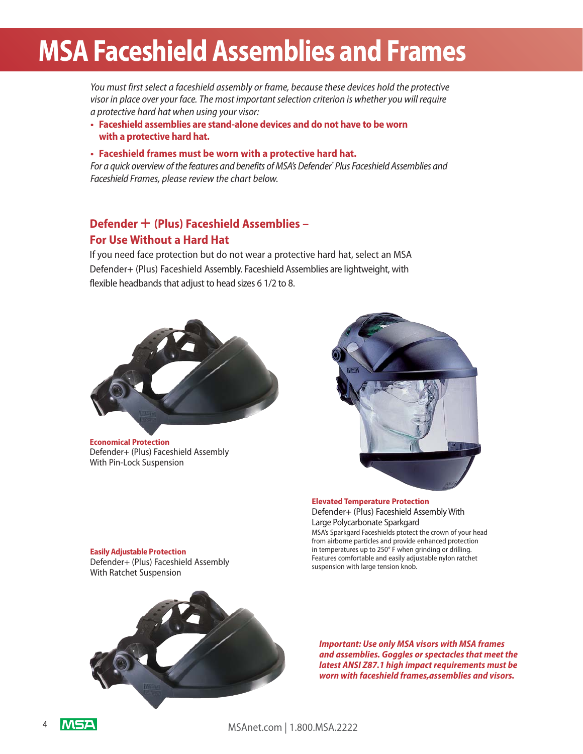# MSA Faceshield Assemblies and Frames

*You must first select a faceshield assembly or frame, because these devices hold the protective visor in place over your face. The most important selection criterion is whether you will require a protective hard hat when using your visor:*

- **Faceshield assemblies are stand-alone devices and do not have to be worn with a protective hard hat.**
- **Faceshield frames must be worn with a protective hard hat.**

*For a quick overview of the features and benefits of MSA's Defender® Plus Faceshield Assemblies and Faceshield Frames, please review the chart below.*

## Defender + (Plus) Faceshield Assemblies – For Use Without a Hard Hat

If you need face protection but do not wear a protective hard hat, select an MSA Defender+ (Plus) Faceshield Assembly. Faceshield Assemblies are lightweight, with flexible headbands that adjust to head sizes 6 1/2 to 8.

**Economical Protection**
Defender+ (Plus) Faceshield Assembly With Pin-Lock Suspension

**Elevated Temperature Protection**
Defender+ (Plus) Faceshield Assembly With Large Polycarbonate Sparkgard
MSA's Sparkgard Faceshields ptotect the crown of your head from airborne particles and provide enhanced protection in temperatures up to 250° F when grinding or drilling. Features comfortable and easily adjustable nylon ratchet suspension with large tension knob.

**Easily Adjustable Protection**
Defender+ (Plus) Faceshield Assembly With Ratchet Suspension

***Important: Use only MSA visors with MSA frames and assemblies. Goggles or spectacles that meet the latest ANSI Z87.1 high impact requirements must be worn with faceshield frames,assemblies and visors.***

MSAnet.com | 1.800.MSA.2222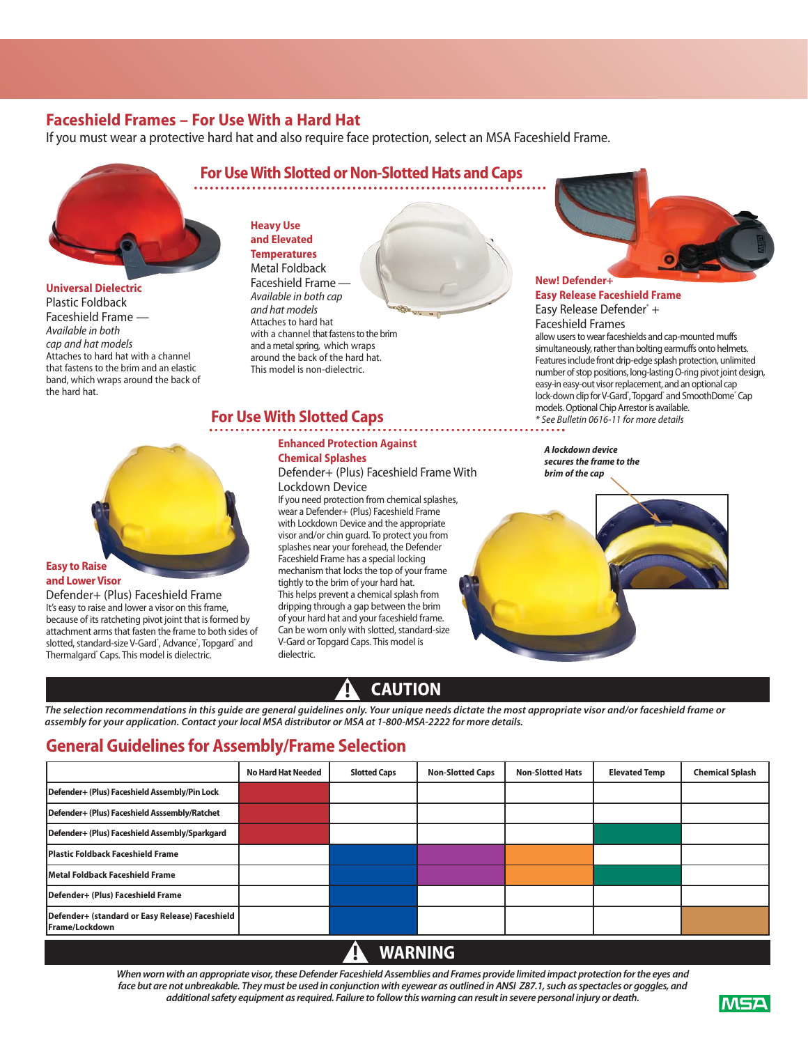## Faceshield Frames – For Use With a Hard Hat

If you must wear a protective hard hat and also require face protection, select an MSA Faceshield Frame.

### For Use With Slotted or Non-Slotted Hats and Caps

**Universal Dielectric**

Plastic Foldback Faceshield Frame — *Available in both cap and hat models*

Attaches to hard hat with a channel that fastens to the brim and an elastic band, which wraps around the back of the hard hat.

**Heavy Use and Elevated Temperatures**

Metal Foldback Faceshield Frame — *Available in both cap and hat models*

Attaches to hard hat with a channel that fastens to the brim and a metal spring, which wraps around the back of the hard hat. This model is non-dielectric.

**New! Defender+ Easy Release Faceshield Frame**

Easy Release Defender® + Faceshield Frames

allow users to wear faceshields and cap-mounted muffs simultaneously, rather than bolting earmuffs onto helmets. Features include front drip-edge splash protection, unlimited number of stop positions, long-lasting O-ring pivot joint design, easy-in easy-out visor replacement, and an optional cap lock-down clip for V-Gard®, Topgard® and SmoothDome® Cap models. Optional Chip Arrestor is available.

*\* See Bulletin 0616-11 for more details*

### For Use With Slotted Caps

**Easy to Raise and Lower Visor**

Defender+ (Plus) Faceshield Frame

It's easy to raise and lower a visor on this frame, because of its ratcheting pivot joint that is formed by attachment arms that fasten the frame to both sides of slotted, standard-size V-Gard®, Advance®, Topgard® and Thermalgard® Caps. This model is dielectric.

**Enhanced Protection Against Chemical Splashes**

Defender+ (Plus) Faceshield Frame With Lockdown Device

If you need protection from chemical splashes, wear a Defender+ (Plus) Faceshield Frame with Lockdown Device and the appropriate visor and/or chin guard. To protect you from splashes near your forehead, the Defender Faceshield Frame has a special locking mechanism that locks the top of your frame tightly to the brim of your hard hat. This helps prevent a chemical splash from dripping through a gap between the brim of your hard hat and your faceshield frame. Can be worn only with slotted, standard-size V-Gard or Topgard Caps. This model is dielectric.

***A lockdown device secures the frame to the brim of the cap***

### ⚠ CAUTION

***The selection recommendations in this guide are general guidelines only. Your unique needs dictate the most appropriate visor and/or faceshield frame or assembly for your application. Contact your local MSA distributor or MSA at 1-800-MSA-2222 for more details.***

## General Guidelines for Assembly/Frame Selection

| | No Hard Hat Needed | Slotted Caps | Non-Slotted Caps | Non-Slotted Hats | Elevated Temp | Chemical Splash |
|---|---|---|---|---|---|---|
| Defender+ (Plus) Faceshield Assembly/Pin Lock | ■ | | | | | |
| Defender+ (Plus) Faceshield Asssembly/Ratchet | ■ | | | | | |
| Defender+ (Plus) Faceshield Assembly/Sparkgard | ■ | | | | ■ | |
| Plastic Foldback Faceshield Frame | | ■ | ■ | ■ | | |
| Metal Foldback Faceshield Frame | | ■ | ■ | ■ | ■ | |
| Defender+ (Plus) Faceshield Frame | | ■ | | | | |
| Defender+ (standard or Easy Release) Faceshield Frame/Lockdown | | ■ | | | | ■ |

### ⚠ WARNING

***When worn with an appropriate visor, these Defender Faceshield Assemblies and Frames provide limited impact protection for the eyes and face but are not unbreakable. They must be used in conjunction with eyewear as outlined in ANSI Z87.1, such as spectacles or goggles, and additional safety equipment as required. Failure to follow this warning can result in severe personal injury or death.***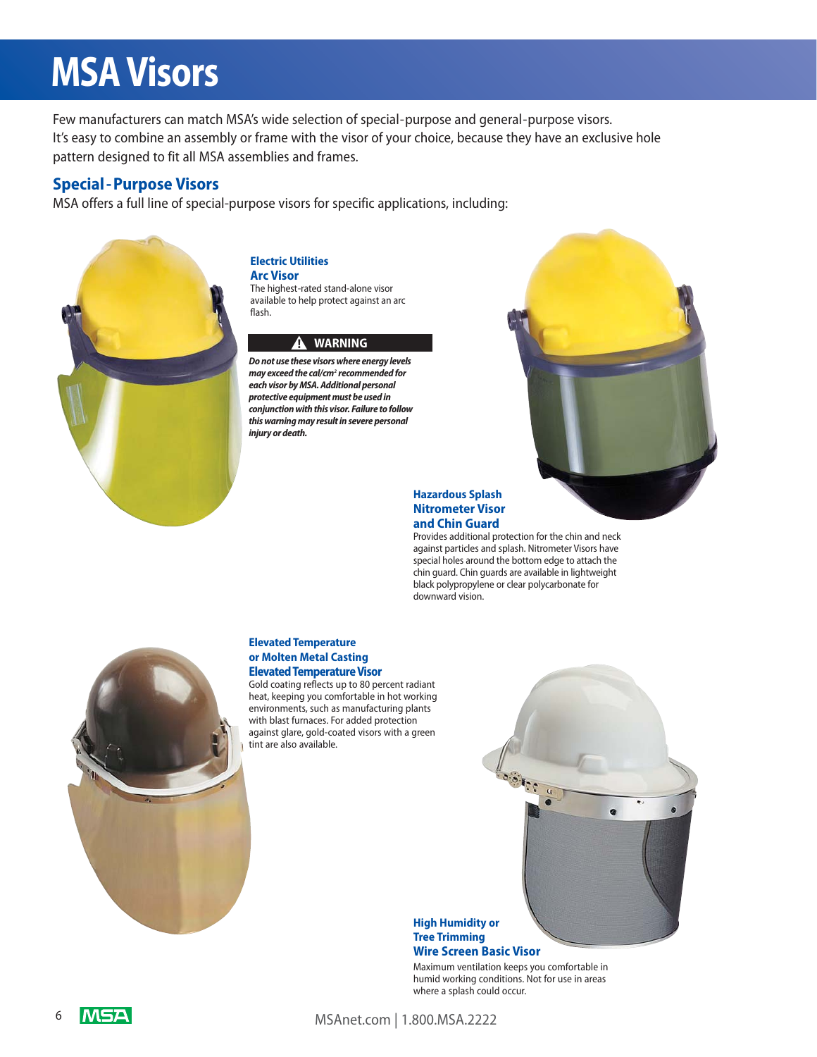# MSA Visors

Few manufacturers can match MSA's wide selection of special-purpose and general-purpose visors. It's easy to combine an assembly or frame with the visor of your choice, because they have an exclusive hole pattern designed to fit all MSA assemblies and frames.

## Special-Purpose Visors

MSA offers a full line of special-purpose visors for specific applications, including:

### Electric Utilities
### Arc Visor

The highest-rated stand-alone visor available to help protect against an arc flash.

**⚠ WARNING**

***Do not use these visors where energy levels may exceed the cal/cm² recommended for each visor by MSA. Additional personal protective equipment must be used in conjunction with this visor. Failure to follow this warning may result in severe personal injury or death.***

### Hazardous Splash
### Nitrometer Visor and Chin Guard

Provides additional protection for the chin and neck against particles and splash. Nitrometer Visors have special holes around the bottom edge to attach the chin guard. Chin guards are available in lightweight black polypropylene or clear polycarbonate for downward vision.

### Elevated Temperature or Molten Metal Casting
### Elevated Temperature Visor

Gold coating reflects up to 80 percent radiant heat, keeping you comfortable in hot working environments, such as manufacturing plants with blast furnaces. For added protection against glare, gold-coated visors with a green tint are also available.

### High Humidity or Tree Trimming
### Wire Screen Basic Visor

Maximum ventilation keeps you comfortable in humid working conditions. Not for use in areas where a splash could occur.

MSAnet.com | 1.800.MSA.2222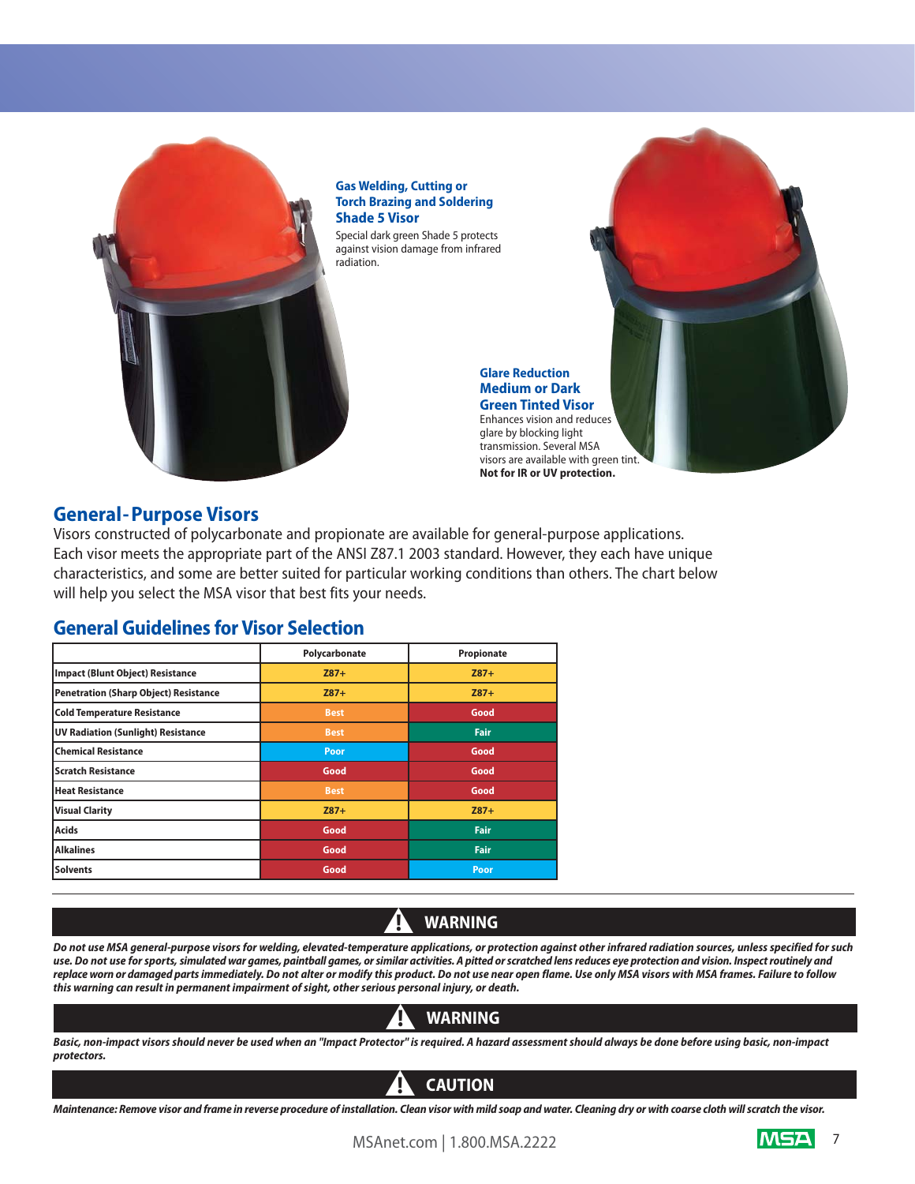### Gas Welding, Cutting or Torch Brazing and Soldering Shade 5 Visor

Special dark green Shade 5 protects against vision damage from infrared radiation.

### Glare Reduction Medium or Dark Green Tinted Visor

Enhances vision and reduces glare by blocking light transmission. Several MSA visors are available with green tint. **Not for IR or UV protection.**

## General-Purpose Visors

Visors constructed of polycarbonate and propionate are available for general-purpose applications. Each visor meets the appropriate part of the ANSI Z87.1 2003 standard. However, they each have unique characteristics, and some are better suited for particular working conditions than others. The chart below will help you select the MSA visor that best fits your needs.

## General Guidelines for Visor Selection

| | Polycarbonate | Propionate |
|---|---|---|
| Impact (Blunt Object) Resistance | Z87+ | Z87+ |
| Penetration (Sharp Object) Resistance | Z87+ | Z87+ |
| Cold Temperature Resistance | Best | Good |
| UV Radiation (Sunlight) Resistance | Best | Fair |
| Chemical Resistance | Poor | Good |
| Scratch Resistance | Good | Good |
| Heat Resistance | Best | Good |
| Visual Clarity | Z87+ | Z87+ |
| Acids | Good | Fair |
| Alkalines | Good | Fair |
| Solvents | Good | Poor |

**⚠ WARNING**

***Do not use MSA general-purpose visors for welding, elevated-temperature applications, or protection against other infrared radiation sources, unless specified for such use. Do not use for sports, simulated war games, paintball games, or similar activities. A pitted or scratched lens reduces eye protection and vision. Inspect routinely and replace worn or damaged parts immediately. Do not alter or modify this product. Do not use near open flame. Use only MSA visors with MSA frames. Failure to follow this warning can result in permanent impairment of sight, other serious personal injury, or death.***

**⚠ WARNING**

***Basic, non-impact visors should never be used when an "Impact Protector" is required. A hazard assessment should always be done before using basic, non-impact protectors.***

**⚠ CAUTION**

***Maintenance: Remove visor and frame in reverse procedure of installation. Clean visor with mild soap and water. Cleaning dry or with coarse cloth will scratch the visor.***

MSAnet.com | 1.800.MSA.2222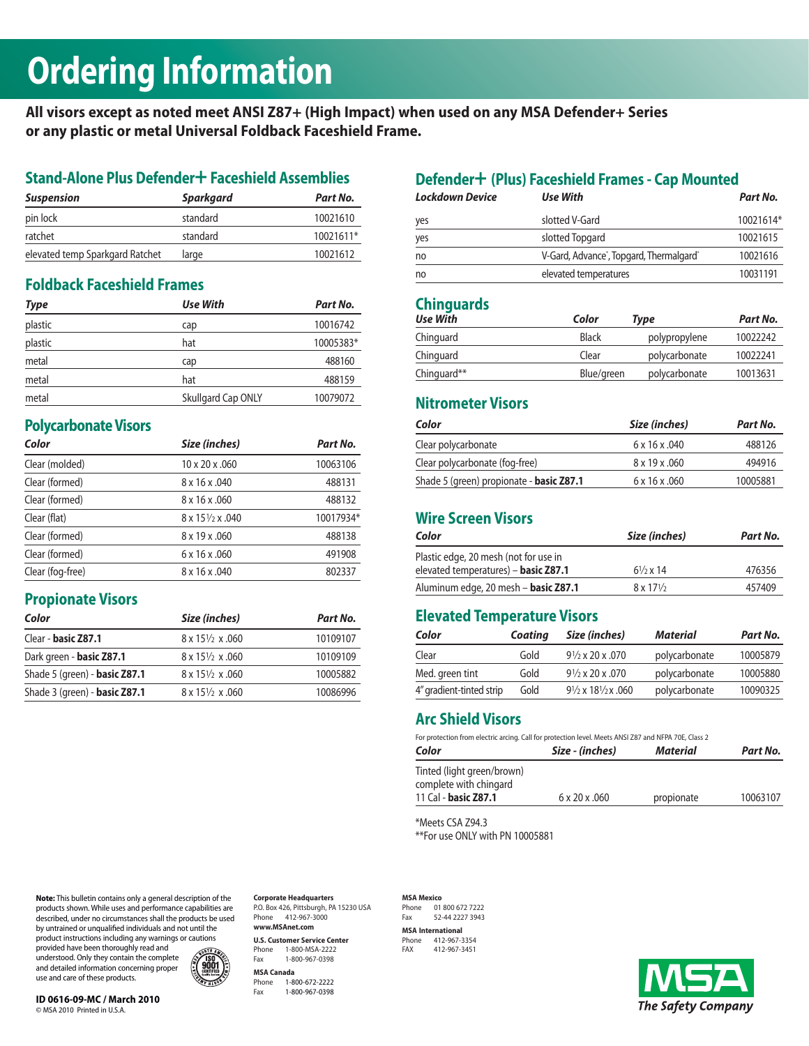# Ordering Information

**All visors except as noted meet ANSI Z87+ (High Impact) when used on any MSA Defender+ Series or any plastic or metal Universal Foldback Faceshield Frame.**

## Stand-Alone Plus Defender+ Faceshield Assemblies

| *Suspension* | *Sparkgard* | *Part No.* |
|---|---|---|
| pin lock | standard | 10021610 |
| ratchet | standard | 10021611* |
| elevated temp Sparkgard Ratchet | large | 10021612 |

## Foldback Faceshield Frames

| *Type* | *Use With* | *Part No.* |
|---|---|---|
| plastic | cap | 10016742 |
| plastic | hat | 10005383* |
| metal | cap | 488160 |
| metal | hat | 488159 |
| metal | Skullgard Cap ONLY | 10079072 |

## Polycarbonate Visors

| *Color* | *Size (inches)* | *Part No.* |
|---|---|---|
| Clear (molded) | 10 x 20 x .060 | 10063106 |
| Clear (formed) | 8 x 16 x .040 | 488131 |
| Clear (formed) | 8 x 16 x .060 | 488132 |
| Clear (flat) | 8 x 15½ x .040 | 10017934* |
| Clear (formed) | 8 x 19 x .060 | 488138 |
| Clear (formed) | 6 x 16 x .060 | 491908 |
| Clear (fog-free) | 8 x 16 x .040 | 802337 |

## Propionate Visors

| *Color* | *Size (inches)* | *Part No.* |
|---|---|---|
| Clear - **basic Z87.1** | 8 x 15½ x .060 | 10109107 |
| Dark green - **basic Z87.1** | 8 x 15½ x .060 | 10109109 |
| Shade 5 (green) - **basic Z87.1** | 8 x 15½ x .060 | 10005882 |
| Shade 3 (green) - **basic Z87.1** | 8 x 15½ x .060 | 10086996 |

## Defender+ (Plus) Faceshield Frames - Cap Mounted

| *Lockdown Device* | *Use With* | *Part No.* |
|---|---|---|
| yes | slotted V-Gard | 10021614* |
| yes | slotted Topgard | 10021615 |
| no | V-Gard, Advance®, Topgard, Thermalgard® | 10021616 |
| no | elevated temperatures | 10031191 |

## Chinguards

| *Use With* | *Color* | *Type* | *Part No.* |
|---|---|---|---|
| Chinguard | Black | polypropylene | 10022242 |
| Chinguard | Clear | polycarbonate | 10022241 |
| Chinguard** | Blue/green | polycarbonate | 10013631 |

## Nitrometer Visors

| *Color* | *Size (inches)* | *Part No.* |
|---|---|---|
| Clear polycarbonate | 6 x 16 x .040 | 488126 |
| Clear polycarbonate (fog-free) | 8 x 19 x .060 | 494916 |
| Shade 5 (green) propionate - **basic Z87.1** | 6 x 16 x .060 | 10005881 |

## Wire Screen Visors

| *Color* | *Size (inches)* | *Part No.* |
|---|---|---|
| Plastic edge, 20 mesh (not for use in elevated temperatures) – **basic Z87.1** | 6½ x 14 | 476356 |
| Aluminum edge, 20 mesh – **basic Z87.1** | 8 x 17½ | 457409 |

## Elevated Temperature Visors

| *Color* | *Coating* | *Size (inches)* | *Material* | *Part No.* |
|---|---|---|---|---|
| Clear | Gold | 9½ x 20 x .070 | polycarbonate | 10005879 |
| Med. green tint | Gold | 9½ x 20 x .070 | polycarbonate | 10005880 |
| 4" gradient-tinted strip | Gold | 9½ x 18½ x .060 | polycarbonate | 10090325 |

## Arc Shield Visors

For protection from electric arcing. Call for protection level. Meets ANSI Z87 and NFPA 70E, Class 2

| *Color* | *Size - (inches)* | *Material* | *Part No.* |
|---|---|---|---|
| Tinted (light green/brown) complete with chingard 11 Cal - **basic Z87.1** | 6 x 20 x .060 | propionate | 10063107 |

*Meets CSA Z94.3
**For use ONLY with PN 10005881

**Note:** This bulletin contains only a general description of the products shown. While uses and performance capabilities are described, under no circumstances shall the products be used by untrained or unqualified individuals and not until the product instructions including any warnings or cautions provided have been thoroughly read and understood. Only they contain the complete and detailed information concerning proper use and care of these products.

**ID 0616-09-MC / March 2010**
© MSA 2010 Printed in U.S.A.

**Corporate Headquarters**
P.O. Box 426, Pittsburgh, PA 15230 USA
Phone 412-967-3000
**www.MSAnet.com**

**U.S. Customer Service Center**
Phone 1-800-MSA-2222
Fax 1-800-967-0398

**MSA Canada**
Phone 1-800-672-2222
Fax 1-800-967-0398

**MSA Mexico**
Phone 01 800 672 7222
Fax 52-44 2227 3943

**MSA International**
Phone 412-967-3354
FAX 412-967-3451

MSA
The Safety Company